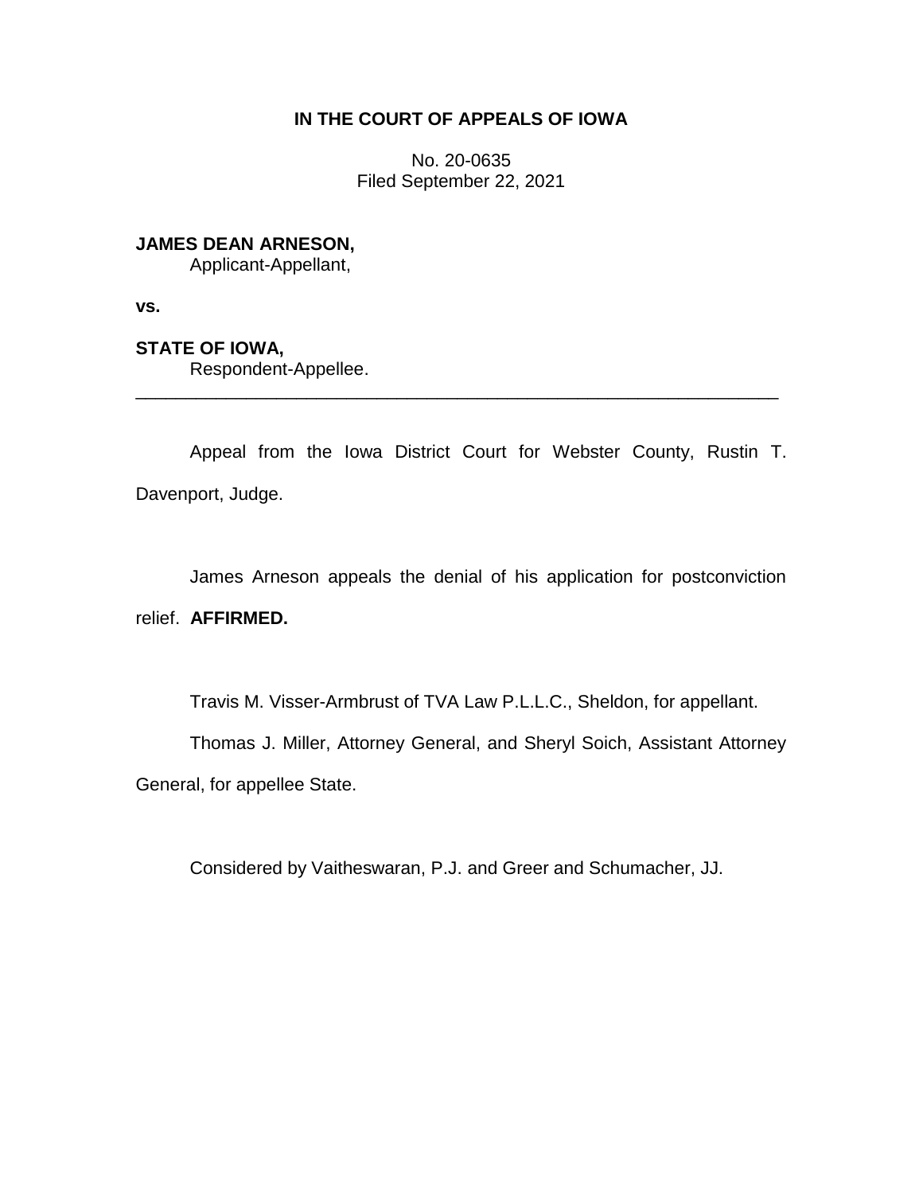# IN THE COURT OF APPEALS OF IOWA

No. 20-0635
Filed September 22, 2021

**JAMES DEAN ARNESON,**
Applicant-Appellant,

**vs.**

**STATE OF IOWA,**
Respondent-Appellee.

---

Appeal from the Iowa District Court for Webster County, Rustin T. Davenport, Judge.

James Arneson appeals the denial of his application for postconviction relief. **AFFIRMED.**

Travis M. Visser-Armbrust of TVA Law P.L.L.C., Sheldon, for appellant.

Thomas J. Miller, Attorney General, and Sheryl Soich, Assistant Attorney General, for appellee State.

Considered by Vaitheswaran, P.J. and Greer and Schumacher, JJ.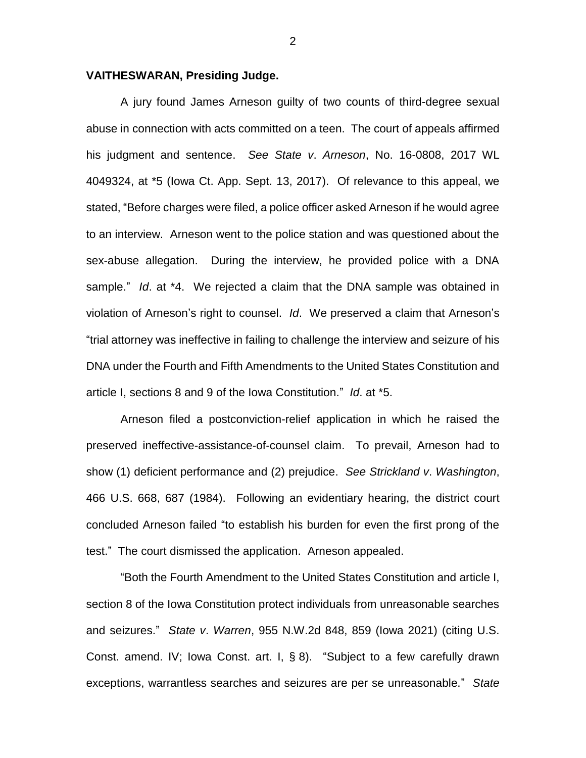**VAITHESWARAN, Presiding Judge.**

A jury found James Arneson guilty of two counts of third-degree sexual abuse in connection with acts committed on a teen. The court of appeals affirmed his judgment and sentence. *See State v. Arneson*, No. 16-0808, 2017 WL 4049324, at *5 (Iowa Ct. App. Sept. 13, 2017). Of relevance to this appeal, we stated, "Before charges were filed, a police officer asked Arneson if he would agree to an interview. Arneson went to the police station and was questioned about the sex-abuse allegation. During the interview, he provided police with a DNA sample." *Id*. at *4. We rejected a claim that the DNA sample was obtained in violation of Arneson's right to counsel. *Id*. We preserved a claim that Arneson's "trial attorney was ineffective in failing to challenge the interview and seizure of his DNA under the Fourth and Fifth Amendments to the United States Constitution and article I, sections 8 and 9 of the Iowa Constitution." *Id*. at *5.

Arneson filed a postconviction-relief application in which he raised the preserved ineffective-assistance-of-counsel claim. To prevail, Arneson had to show (1) deficient performance and (2) prejudice. *See Strickland v. Washington*, 466 U.S. 668, 687 (1984). Following an evidentiary hearing, the district court concluded Arneson failed "to establish his burden for even the first prong of the test." The court dismissed the application. Arneson appealed.

"Both the Fourth Amendment to the United States Constitution and article I, section 8 of the Iowa Constitution protect individuals from unreasonable searches and seizures." *State v. Warren*, 955 N.W.2d 848, 859 (Iowa 2021) (citing U.S. Const. amend. IV; Iowa Const. art. I, § 8). "Subject to a few carefully drawn exceptions, warrantless searches and seizures are per se unreasonable." *State*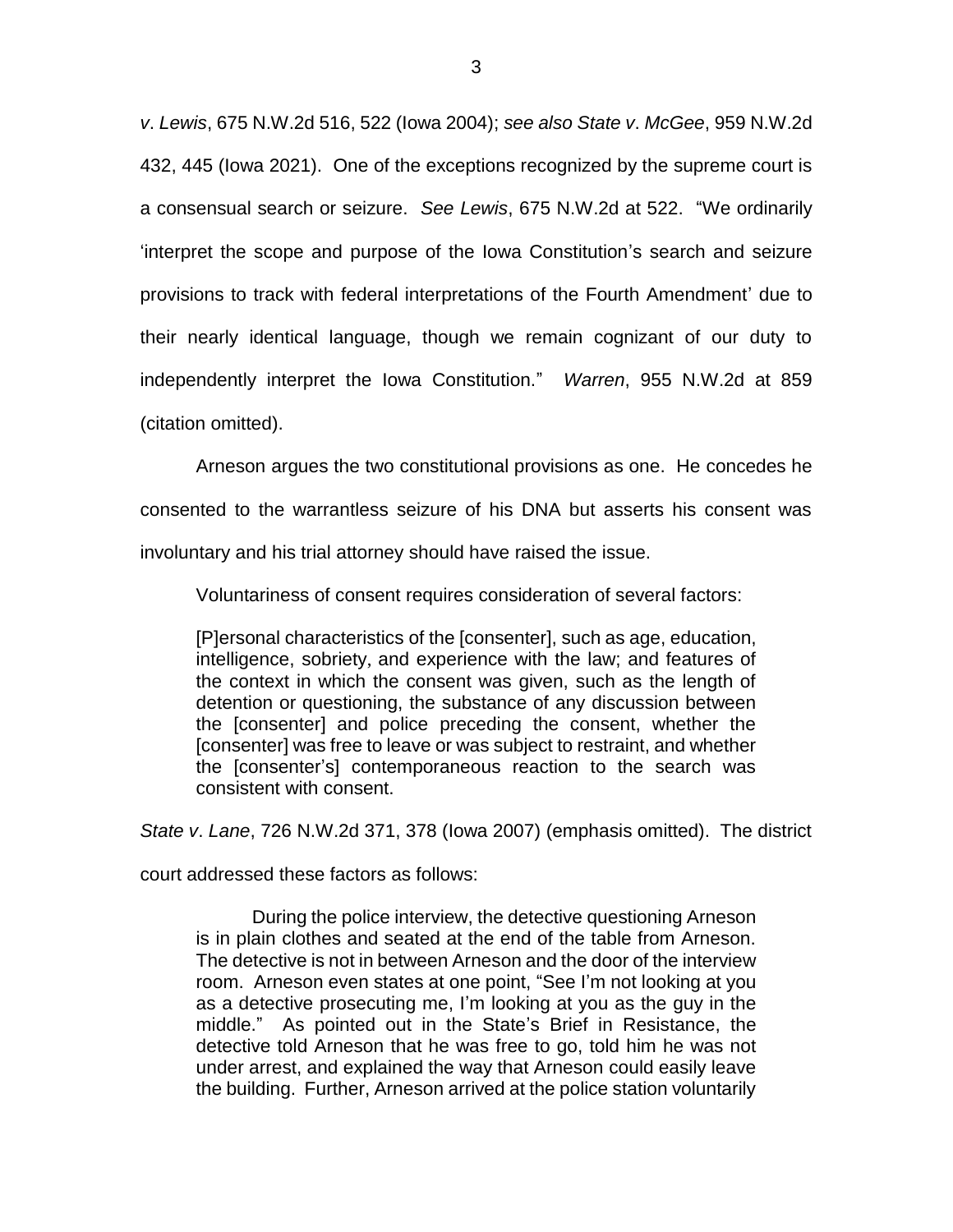*v*. *Lewis*, 675 N.W.2d 516, 522 (Iowa 2004); *see also State v*. *McGee*, 959 N.W.2d 432, 445 (Iowa 2021). One of the exceptions recognized by the supreme court is a consensual search or seizure. *See Lewis*, 675 N.W.2d at 522. "We ordinarily 'interpret the scope and purpose of the Iowa Constitution's search and seizure provisions to track with federal interpretations of the Fourth Amendment' due to their nearly identical language, though we remain cognizant of our duty to independently interpret the Iowa Constitution." *Warren*, 955 N.W.2d at 859 (citation omitted).

Arneson argues the two constitutional provisions as one. He concedes he consented to the warrantless seizure of his DNA but asserts his consent was involuntary and his trial attorney should have raised the issue.

Voluntariness of consent requires consideration of several factors:

> [P]ersonal characteristics of the [consenter], such as age, education, intelligence, sobriety, and experience with the law; and features of the context in which the consent was given, such as the length of detention or questioning, the substance of any discussion between the [consenter] and police preceding the consent, whether the [consenter] was free to leave or was subject to restraint, and whether the [consenter's] contemporaneous reaction to the search was consistent with consent.

*State v*. *Lane*, 726 N.W.2d 371, 378 (Iowa 2007) (emphasis omitted). The district court addressed these factors as follows:

> During the police interview, the detective questioning Arneson is in plain clothes and seated at the end of the table from Arneson. The detective is not in between Arneson and the door of the interview room. Arneson even states at one point, "See I'm not looking at you as a detective prosecuting me, I'm looking at you as the guy in the middle." As pointed out in the State's Brief in Resistance, the detective told Arneson that he was free to go, told him he was not under arrest, and explained the way that Arneson could easily leave the building. Further, Arneson arrived at the police station voluntarily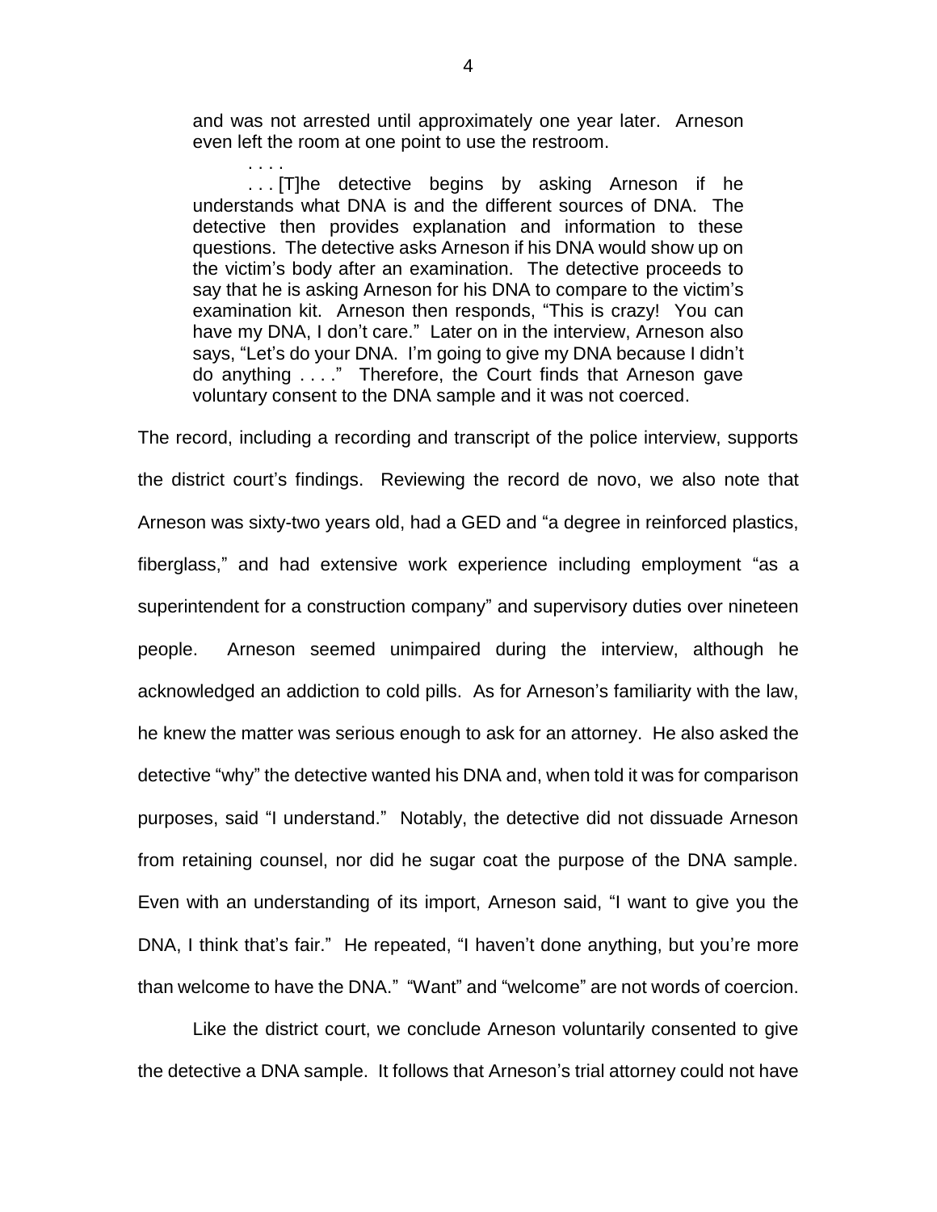> and was not arrested until approximately one year later. Arneson even left the room at one point to use the restroom.
>
> . . . .
>
> . . . [T]he detective begins by asking Arneson if he understands what DNA is and the different sources of DNA. The detective then provides explanation and information to these questions. The detective asks Arneson if his DNA would show up on the victim's body after an examination. The detective proceeds to say that he is asking Arneson for his DNA to compare to the victim's examination kit. Arneson then responds, "This is crazy! You can have my DNA, I don't care." Later on in the interview, Arneson also says, "Let's do your DNA. I'm going to give my DNA because I didn't do anything . . . ." Therefore, the Court finds that Arneson gave voluntary consent to the DNA sample and it was not coerced.

The record, including a recording and transcript of the police interview, supports the district court's findings. Reviewing the record de novo, we also note that Arneson was sixty-two years old, had a GED and "a degree in reinforced plastics, fiberglass," and had extensive work experience including employment "as a superintendent for a construction company" and supervisory duties over nineteen people. Arneson seemed unimpaired during the interview, although he acknowledged an addiction to cold pills. As for Arneson's familiarity with the law, he knew the matter was serious enough to ask for an attorney. He also asked the detective "why" the detective wanted his DNA and, when told it was for comparison purposes, said "I understand." Notably, the detective did not dissuade Arneson from retaining counsel, nor did he sugar coat the purpose of the DNA sample. Even with an understanding of its import, Arneson said, "I want to give you the DNA, I think that's fair." He repeated, "I haven't done anything, but you're more than welcome to have the DNA." "Want" and "welcome" are not words of coercion.

Like the district court, we conclude Arneson voluntarily consented to give the detective a DNA sample. It follows that Arneson's trial attorney could not have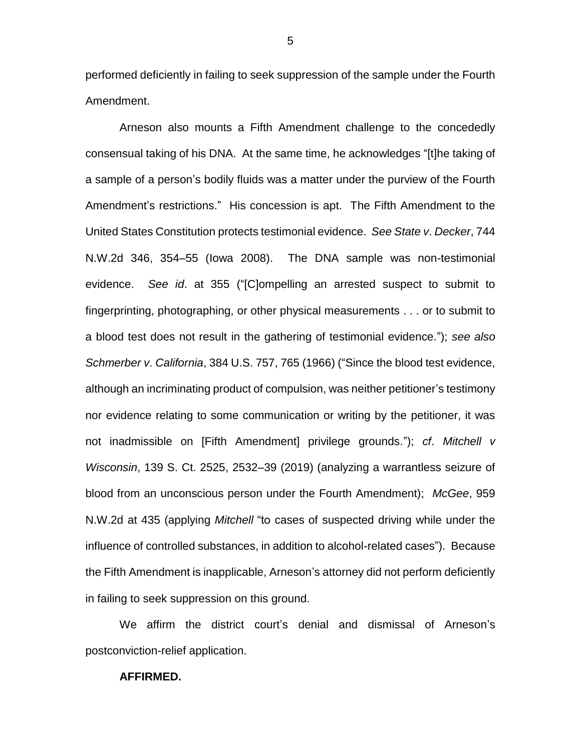performed deficiently in failing to seek suppression of the sample under the Fourth Amendment.

Arneson also mounts a Fifth Amendment challenge to the concededly consensual taking of his DNA. At the same time, he acknowledges "[t]he taking of a sample of a person's bodily fluids was a matter under the purview of the Fourth Amendment's restrictions." His concession is apt. The Fifth Amendment to the United States Constitution protects testimonial evidence. *See State v. Decker*, 744 N.W.2d 346, 354–55 (Iowa 2008). The DNA sample was non-testimonial evidence. *See id*. at 355 ("[C]ompelling an arrested suspect to submit to fingerprinting, photographing, or other physical measurements . . . or to submit to a blood test does not result in the gathering of testimonial evidence."); *see also Schmerber v. California*, 384 U.S. 757, 765 (1966) ("Since the blood test evidence, although an incriminating product of compulsion, was neither petitioner's testimony nor evidence relating to some communication or writing by the petitioner, it was not inadmissible on [Fifth Amendment] privilege grounds."); *cf*. *Mitchell v Wisconsin*, 139 S. Ct. 2525, 2532–39 (2019) (analyzing a warrantless seizure of blood from an unconscious person under the Fourth Amendment); *McGee*, 959 N.W.2d at 435 (applying *Mitchell* "to cases of suspected driving while under the influence of controlled substances, in addition to alcohol-related cases"). Because the Fifth Amendment is inapplicable, Arneson's attorney did not perform deficiently in failing to seek suppression on this ground.

We affirm the district court's denial and dismissal of Arneson's postconviction-relief application.

**AFFIRMED.**